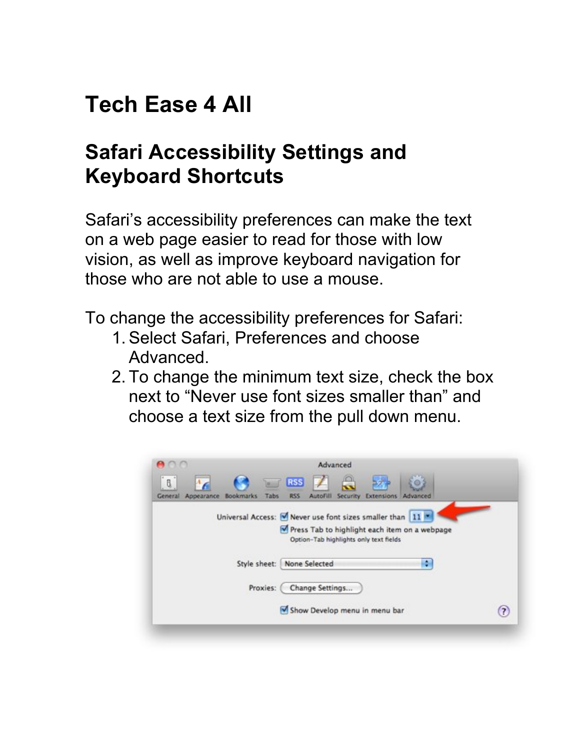# Tech Ease 4 All

## Safari Accessibility Settings and Keyboard Shortcuts

Safari's accessibility preferences can make the text on a web page easier to read for those with low vision, as well as improve keyboard navigation for those who are not able to use a mouse.

To change the accessibility preferences for Safari:

1. Select Safari, Preferences and choose Advanced.
2. To change the minimum text size, check the box next to "Never use font sizes smaller than" and choose a text size from the pull down menu.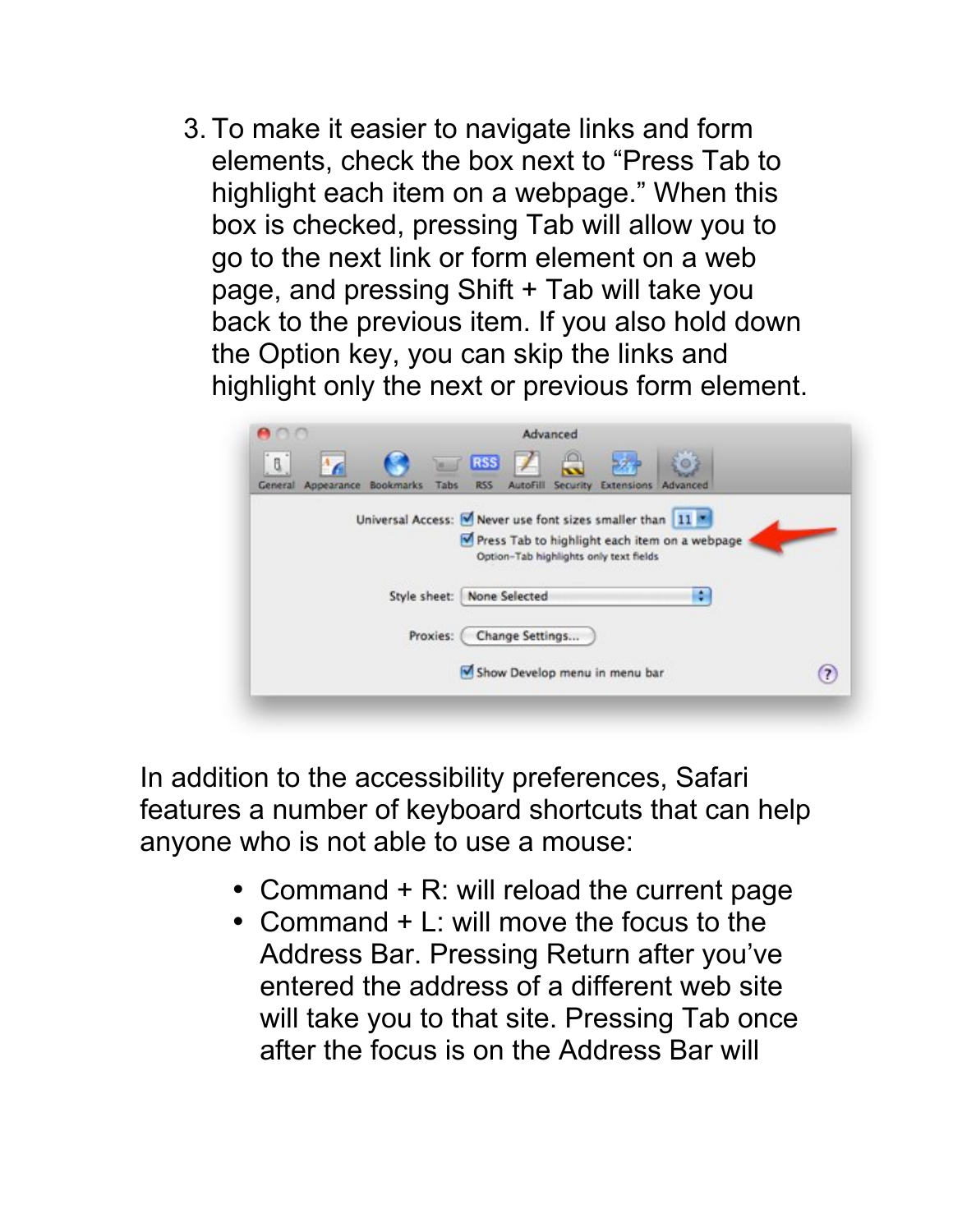3. To make it easier to navigate links and form elements, check the box next to "Press Tab to highlight each item on a webpage." When this box is checked, pressing Tab will allow you to go to the next link or form element on a web page, and pressing Shift + Tab will take you back to the previous item. If you also hold down the Option key, you can skip the links and highlight only the next or previous form element.

In addition to the accessibility preferences, Safari features a number of keyboard shortcuts that can help anyone who is not able to use a mouse:

- Command + R: will reload the current page
- Command + L: will move the focus to the Address Bar. Pressing Return after you've entered the address of a different web site will take you to that site. Pressing Tab once after the focus is on the Address Bar will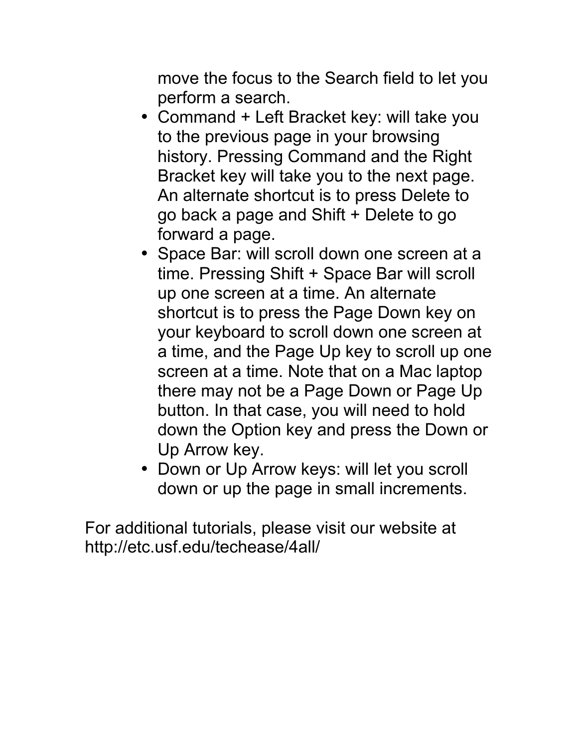move the focus to the Search field to let you perform a search.

- Command + Left Bracket key: will take you to the previous page in your browsing history. Pressing Command and the Right Bracket key will take you to the next page. An alternate shortcut is to press Delete to go back a page and Shift + Delete to go forward a page.
- Space Bar: will scroll down one screen at a time. Pressing Shift + Space Bar will scroll up one screen at a time. An alternate shortcut is to press the Page Down key on your keyboard to scroll down one screen at a time, and the Page Up key to scroll up one screen at a time. Note that on a Mac laptop there may not be a Page Down or Page Up button. In that case, you will need to hold down the Option key and press the Down or Up Arrow key.
- Down or Up Arrow keys: will let you scroll down or up the page in small increments.

For additional tutorials, please visit our website at http://etc.usf.edu/techease/4all/